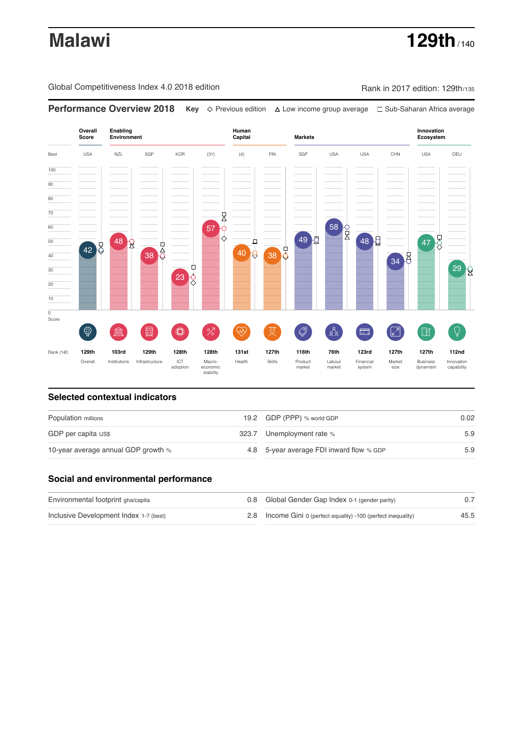# Malawi

**129th** / 140

Global Competitiveness Index 4.0 2018 edition

Rank in 2017 edition: 129th/135

## Performance Overview 2018

**Key** ◇ Previous edition △ Low income group average □ Sub-Saharan Africa average

| | Overall Score | Enabling Environment | | | | Human Capital | | Markets | | | | Innovation Ecosystem | |
|---|---|---|---|---|---|---|---|---|---|---|---|---|---|
| Best | USA | NZL | SGP | KOR | (31) | (4) | FIN | SGP | USA | USA | CHN | USA | DEU |
| Score | 42 | 48 | 38 | 23 | 57 | 40 | 38 | 49 | 58 | 48 | 34 | 47 | 29 |
| Rank /140 | 129th | 103rd | 129th | 128th | 128th | 131st | 127th | 116th | 76th | 123rd | 127th | 127th | 112nd |
| | Overall | Institutions | Infrastructure | ICT adoption | Macro-economic stability | Health | Skills | Product market | Labour market | Financial system | Market size | Business dynamism | Innovation capability |

## Selected contextual indicators

| | | | |
|---|---|---|---|
| Population millions | 19.2 | GDP (PPP) % world GDP | 0.02 |
| GDP per capita US$ | 323.7 | Unemployment rate % | 5.9 |
| 10-year average annual GDP growth % | 4.8 | 5-year average FDI inward flow % GDP | 5.9 |

## Social and environmental performance

| | | | |
|---|---|---|---|
| Environmental footprint gha/capita | 0.8 | Global Gender Gap Index 0-1 (gender parity) | 0.7 |
| Inclusive Development Index 1-7 (best) | 2.8 | Income Gini 0 (perfect equality) -100 (perfect inequality) | 45.5 |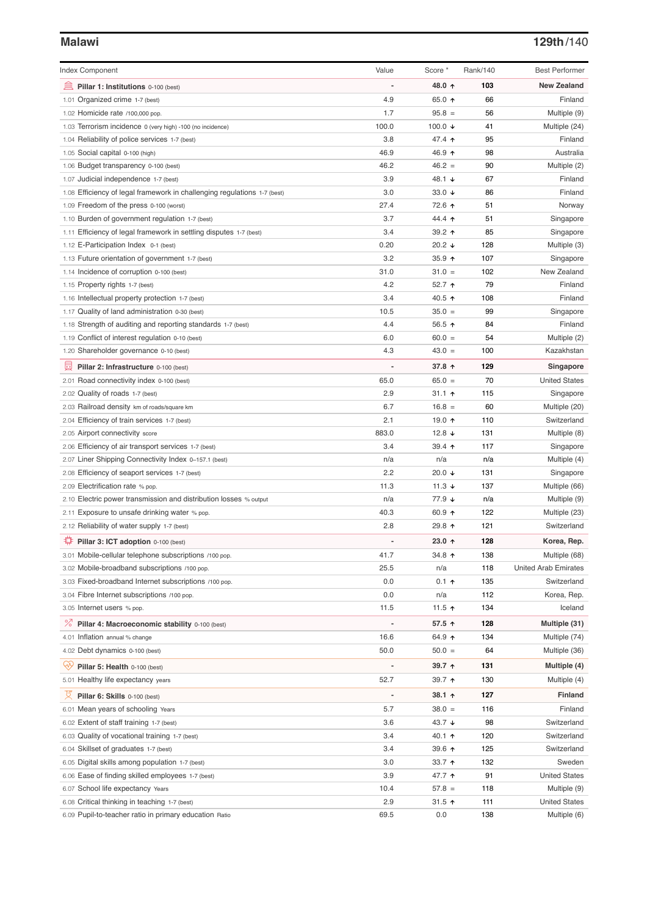## Malawi

**129th**/140

| Index Component | Value | Score * | Rank/140 | Best Performer |
|---|---|---|---|---|
| **Pillar 1: Institutions** 0-100 (best) | - | **48.0 ↑** | **103** | **New Zealand** |
| 1.01 Organized crime 1-7 (best) | 4.9 | 65.0 ↑ | 66 | Finland |
| 1.02 Homicide rate /100,000 pop. | 1.7 | 95.8 = | 56 | Multiple (9) |
| 1.03 Terrorism incidence 0 (very high) -100 (no incidence) | 100.0 | 100.0 ↓ | 41 | Multiple (24) |
| 1.04 Reliability of police services 1-7 (best) | 3.8 | 47.4 ↑ | 95 | Finland |
| 1.05 Social capital 0-100 (high) | 46.9 | 46.9 ↑ | 98 | Australia |
| 1.06 Budget transparency 0-100 (best) | 46.2 | 46.2 = | 90 | Multiple (2) |
| 1.07 Judicial independence 1-7 (best) | 3.9 | 48.1 ↓ | 67 | Finland |
| 1.08 Efficiency of legal framework in challenging regulations 1-7 (best) | 3.0 | 33.0 ↓ | 86 | Finland |
| 1.09 Freedom of the press 0-100 (worst) | 27.4 | 72.6 ↑ | 51 | Norway |
| 1.10 Burden of government regulation 1-7 (best) | 3.7 | 44.4 ↑ | 51 | Singapore |
| 1.11 Efficiency of legal framework in settling disputes 1-7 (best) | 3.4 | 39.2 ↑ | 85 | Singapore |
| 1.12 E-Participation Index 0-1 (best) | 0.20 | 20.2 ↓ | 128 | Multiple (3) |
| 1.13 Future orientation of government 1-7 (best) | 3.2 | 35.9 ↑ | 107 | Singapore |
| 1.14 Incidence of corruption 0-100 (best) | 31.0 | 31.0 = | 102 | New Zealand |
| 1.15 Property rights 1-7 (best) | 4.2 | 52.7 ↑ | 79 | Finland |
| 1.16 Intellectual property protection 1-7 (best) | 3.4 | 40.5 ↑ | 108 | Finland |
| 1.17 Quality of land administration 0-30 (best) | 10.5 | 35.0 = | 99 | Singapore |
| 1.18 Strength of auditing and reporting standards 1-7 (best) | 4.4 | 56.5 ↑ | 84 | Finland |
| 1.19 Conflict of interest regulation 0-10 (best) | 6.0 | 60.0 = | 54 | Multiple (2) |
| 1.20 Shareholder governance 0-10 (best) | 4.3 | 43.0 = | 100 | Kazakhstan |
| **Pillar 2: Infrastructure** 0-100 (best) | - | **37.8 ↑** | **129** | **Singapore** |
| 2.01 Road connectivity index 0-100 (best) | 65.0 | 65.0 = | 70 | United States |
| 2.02 Quality of roads 1-7 (best) | 2.9 | 31.1 ↑ | 115 | Singapore |
| 2.03 Railroad density km of roads/square km | 6.7 | 16.8 = | 60 | Multiple (20) |
| 2.04 Efficiency of train services 1-7 (best) | 2.1 | 19.0 ↑ | 110 | Switzerland |
| 2.05 Airport connectivity score | 883.0 | 12.8 ↓ | 131 | Multiple (8) |
| 2.06 Efficiency of air transport services 1-7 (best) | 3.4 | 39.4 ↑ | 117 | Singapore |
| 2.07 Liner Shipping Connectivity Index 0–157.1 (best) | n/a | n/a | n/a | Multiple (4) |
| 2.08 Efficiency of seaport services 1-7 (best) | 2.2 | 20.0 ↓ | 131 | Singapore |
| 2.09 Electrification rate % pop. | 11.3 | 11.3 ↓ | 137 | Multiple (66) |
| 2.10 Electric power transmission and distribution losses % output | n/a | 77.9 ↓ | n/a | Multiple (9) |
| 2.11 Exposure to unsafe drinking water % pop. | 40.3 | 60.9 ↑ | 122 | Multiple (23) |
| 2.12 Reliability of water supply 1-7 (best) | 2.8 | 29.8 ↑ | 121 | Switzerland |
| **Pillar 3: ICT adoption** 0-100 (best) | - | **23.0 ↑** | **128** | **Korea, Rep.** |
| 3.01 Mobile-cellular telephone subscriptions /100 pop. | 41.7 | 34.8 ↑ | 138 | Multiple (68) |
| 3.02 Mobile-broadband subscriptions /100 pop. | 25.5 | n/a | 118 | United Arab Emirates |
| 3.03 Fixed-broadband Internet subscriptions /100 pop. | 0.0 | 0.1 ↑ | 135 | Switzerland |
| 3.04 Fibre Internet subscriptions /100 pop. | 0.0 | n/a | 112 | Korea, Rep. |
| 3.05 Internet users % pop. | 11.5 | 11.5 ↑ | 134 | Iceland |
| **Pillar 4: Macroeconomic stability** 0-100 (best) | - | **57.5 ↑** | **128** | **Multiple (31)** |
| 4.01 Inflation annual % change | 16.6 | 64.9 ↑ | 134 | Multiple (74) |
| 4.02 Debt dynamics 0-100 (best) | 50.0 | 50.0 = | 64 | Multiple (36) |
| **Pillar 5: Health** 0-100 (best) | - | **39.7 ↑** | **131** | **Multiple (4)** |
| 5.01 Healthy life expectancy years | 52.7 | 39.7 ↑ | 130 | Multiple (4) |
| **Pillar 6: Skills** 0-100 (best) | - | **38.1 ↑** | **127** | **Finland** |
| 6.01 Mean years of schooling Years | 5.7 | 38.0 = | 116 | Finland |
| 6.02 Extent of staff training 1-7 (best) | 3.6 | 43.7 ↓ | 98 | Switzerland |
| 6.03 Quality of vocational training 1-7 (best) | 3.4 | 40.1 ↑ | 120 | Switzerland |
| 6.04 Skillset of graduates 1-7 (best) | 3.4 | 39.6 ↑ | 125 | Switzerland |
| 6.05 Digital skills among population 1-7 (best) | 3.0 | 33.7 ↑ | 132 | Sweden |
| 6.06 Ease of finding skilled employees 1-7 (best) | 3.9 | 47.7 ↑ | 91 | United States |
| 6.07 School life expectancy Years | 10.4 | 57.8 = | 118 | Multiple (9) |
| 6.08 Critical thinking in teaching 1-7 (best) | 2.9 | 31.5 ↑ | 111 | United States |
| 6.09 Pupil-to-teacher ratio in primary education Ratio | 69.5 | 0.0 | 138 | Multiple (6) |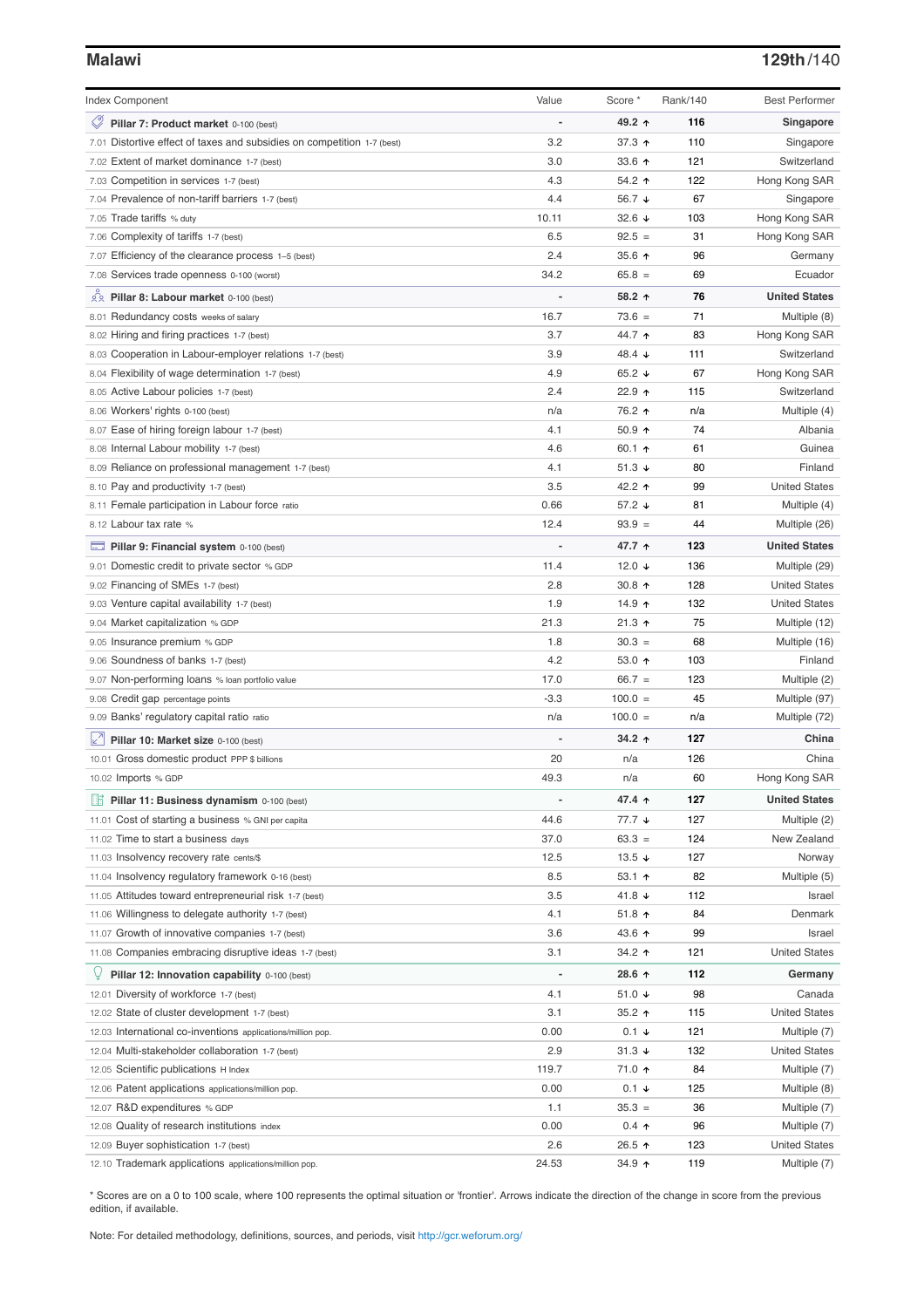## Malawi

**129th/140**

| Index Component | Value | Score * | Rank/140 | Best Performer |
|---|---|---|---|---|
| **Pillar 7: Product market** 0-100 (best) | - | **49.2 ↑** | **116** | **Singapore** |
| 7.01 Distortive effect of taxes and subsidies on competition 1-7 (best) | 3.2 | 37.3 ↑ | 110 | Singapore |
| 7.02 Extent of market dominance 1-7 (best) | 3.0 | 33.6 ↑ | 121 | Switzerland |
| 7.03 Competition in services 1-7 (best) | 4.3 | 54.2 ↑ | 122 | Hong Kong SAR |
| 7.04 Prevalence of non-tariff barriers 1-7 (best) | 4.4 | 56.7 ↓ | 67 | Singapore |
| 7.05 Trade tariffs % duty | 10.11 | 32.6 ↓ | 103 | Hong Kong SAR |
| 7.06 Complexity of tariffs 1-7 (best) | 6.5 | 92.5 = | 31 | Hong Kong SAR |
| 7.07 Efficiency of the clearance process 1–5 (best) | 2.4 | 35.6 ↑ | 96 | Germany |
| 7.08 Services trade openness 0-100 (worst) | 34.2 | 65.8 = | 69 | Ecuador |
| **Pillar 8: Labour market** 0-100 (best) | - | **58.2 ↑** | **76** | **United States** |
| 8.01 Redundancy costs weeks of salary | 16.7 | 73.6 = | 71 | Multiple (8) |
| 8.02 Hiring and firing practices 1-7 (best) | 3.7 | 44.7 ↑ | 83 | Hong Kong SAR |
| 8.03 Cooperation in Labour-employer relations 1-7 (best) | 3.9 | 48.4 ↓ | 111 | Switzerland |
| 8.04 Flexibility of wage determination 1-7 (best) | 4.9 | 65.2 ↓ | 67 | Hong Kong SAR |
| 8.05 Active Labour policies 1-7 (best) | 2.4 | 22.9 ↑ | 115 | Switzerland |
| 8.06 Workers' rights 0-100 (best) | n/a | 76.2 ↑ | n/a | Multiple (4) |
| 8.07 Ease of hiring foreign labour 1-7 (best) | 4.1 | 50.9 ↑ | 74 | Albania |
| 8.08 Internal Labour mobility 1-7 (best) | 4.6 | 60.1 ↑ | 61 | Guinea |
| 8.09 Reliance on professional management 1-7 (best) | 4.1 | 51.3 ↓ | 80 | Finland |
| 8.10 Pay and productivity 1-7 (best) | 3.5 | 42.2 ↑ | 99 | United States |
| 8.11 Female participation in Labour force ratio | 0.66 | 57.2 ↓ | 81 | Multiple (4) |
| 8.12 Labour tax rate % | 12.4 | 93.9 = | 44 | Multiple (26) |
| **Pillar 9: Financial system** 0-100 (best) | - | **47.7 ↑** | **123** | **United States** |
| 9.01 Domestic credit to private sector % GDP | 11.4 | 12.0 ↓ | 136 | Multiple (29) |
| 9.02 Financing of SMEs 1-7 (best) | 2.8 | 30.8 ↑ | 128 | United States |
| 9.03 Venture capital availability 1-7 (best) | 1.9 | 14.9 ↑ | 132 | United States |
| 9.04 Market capitalization % GDP | 21.3 | 21.3 ↑ | 75 | Multiple (12) |
| 9.05 Insurance premium % GDP | 1.8 | 30.3 = | 68 | Multiple (16) |
| 9.06 Soundness of banks 1-7 (best) | 4.2 | 53.0 ↑ | 103 | Finland |
| 9.07 Non-performing loans % loan portfolio value | 17.0 | 66.7 = | 123 | Multiple (2) |
| 9.08 Credit gap percentage points | -3.3 | 100.0 = | 45 | Multiple (97) |
| 9.09 Banks' regulatory capital ratio ratio | n/a | 100.0 = | n/a | Multiple (72) |
| **Pillar 10: Market size** 0-100 (best) | - | **34.2 ↑** | **127** | **China** |
| 10.01 Gross domestic product PPP $ billions | 20 | n/a | 126 | China |
| 10.02 Imports % GDP | 49.3 | n/a | 60 | Hong Kong SAR |
| **Pillar 11: Business dynamism** 0-100 (best) | - | **47.4 ↑** | **127** | **United States** |
| 11.01 Cost of starting a business % GNI per capita | 44.6 | 77.7 ↓ | 127 | Multiple (2) |
| 11.02 Time to start a business days | 37.0 | 63.3 = | 124 | New Zealand |
| 11.03 Insolvency recovery rate cents/$ | 12.5 | 13.5 ↓ | 127 | Norway |
| 11.04 Insolvency regulatory framework 0-16 (best) | 8.5 | 53.1 ↑ | 82 | Multiple (5) |
| 11.05 Attitudes toward entrepreneurial risk 1-7 (best) | 3.5 | 41.8 ↓ | 112 | Israel |
| 11.06 Willingness to delegate authority 1-7 (best) | 4.1 | 51.8 ↑ | 84 | Denmark |
| 11.07 Growth of innovative companies 1-7 (best) | 3.6 | 43.6 ↑ | 99 | Israel |
| 11.08 Companies embracing disruptive ideas 1-7 (best) | 3.1 | 34.2 ↑ | 121 | United States |
| **Pillar 12: Innovation capability** 0-100 (best) | - | **28.6 ↑** | **112** | **Germany** |
| 12.01 Diversity of workforce 1-7 (best) | 4.1 | 51.0 ↓ | 98 | Canada |
| 12.02 State of cluster development 1-7 (best) | 3.1 | 35.2 ↑ | 115 | United States |
| 12.03 International co-inventions applications/million pop. | 0.00 | 0.1 ↓ | 121 | Multiple (7) |
| 12.04 Multi-stakeholder collaboration 1-7 (best) | 2.9 | 31.3 ↓ | 132 | United States |
| 12.05 Scientific publications H Index | 119.7 | 71.0 ↑ | 84 | Multiple (7) |
| 12.06 Patent applications applications/million pop. | 0.00 | 0.1 ↓ | 125 | Multiple (8) |
| 12.07 R&D expenditures % GDP | 1.1 | 35.3 = | 36 | Multiple (7) |
| 12.08 Quality of research institutions index | 0.00 | 0.4 ↑ | 96 | Multiple (7) |
| 12.09 Buyer sophistication 1-7 (best) | 2.6 | 26.5 ↑ | 123 | United States |
| 12.10 Trademark applications applications/million pop. | 24.53 | 34.9 ↑ | 119 | Multiple (7) |

* Scores are on a 0 to 100 scale, where 100 represents the optimal situation or 'frontier'. Arrows indicate the direction of the change in score from the previous edition, if available.

Note: For detailed methodology, definitions, sources, and periods, visit http://gcr.weforum.org/